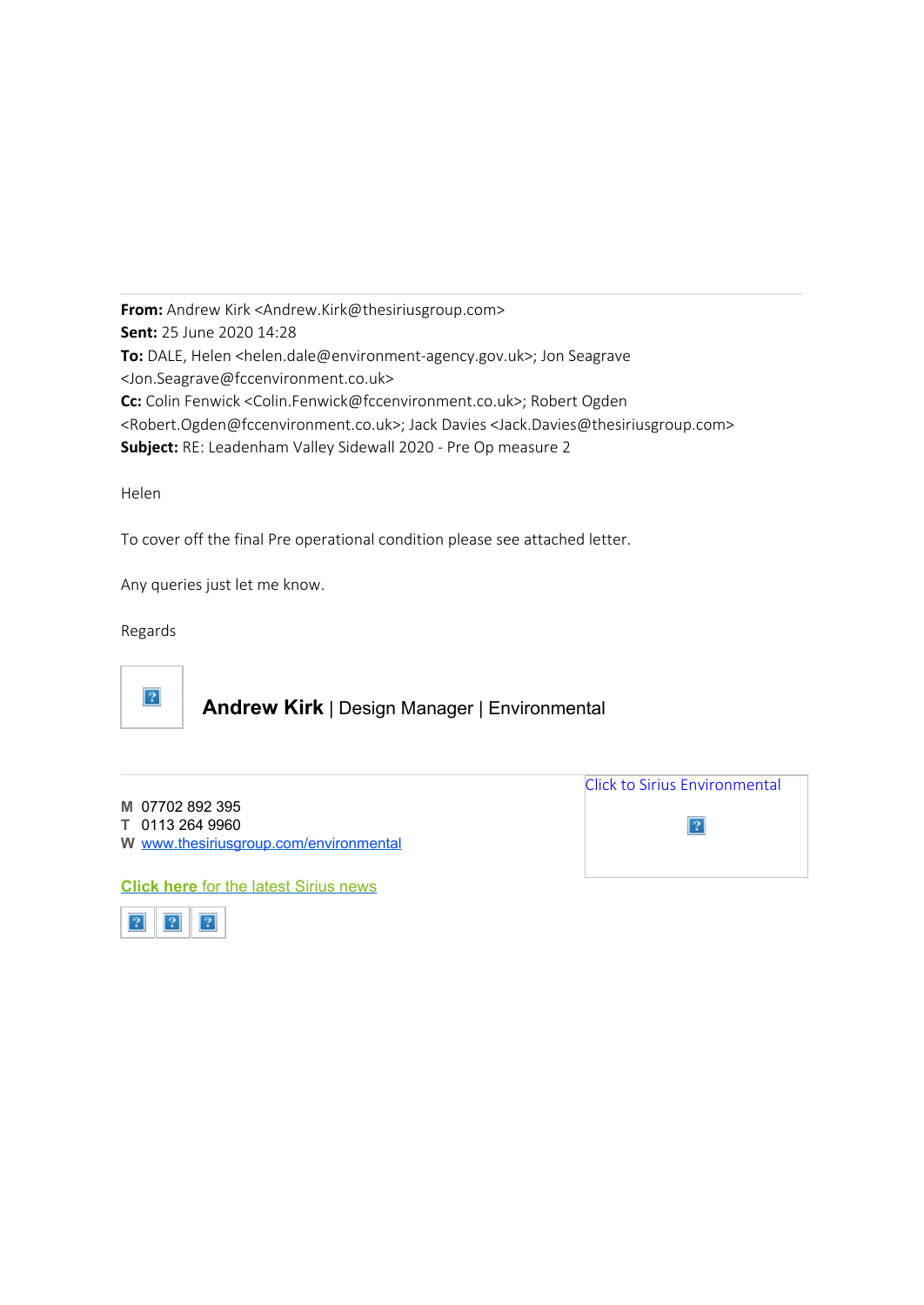**From:** Andrew Kirk <Andrew.Kirk@thesiriusgroup.com>
**Sent:** 25 June 2020 14:28
**To:** DALE, Helen <helen.dale@environment-agency.gov.uk>; Jon Seagrave <Jon.Seagrave@fccenvironment.co.uk>
**Cc:** Colin Fenwick <Colin.Fenwick@fccenvironment.co.uk>; Robert Ogden <Robert.Ogden@fccenvironment.co.uk>; Jack Davies <Jack.Davies@thesiriusgroup.com>
**Subject:** RE: Leadenham Valley Sidewall 2020 - Pre Op measure 2

Helen

To cover off the final Pre operational condition please see attached letter.

Any queries just let me know.

Regards

**Andrew Kirk** | Design Manager | Environmental

M 07702 892 395
T 0113 264 9960
W www.thesiriusgroup.com/environmental

**Click here** for the latest Sirius news

Click to Sirius Environmental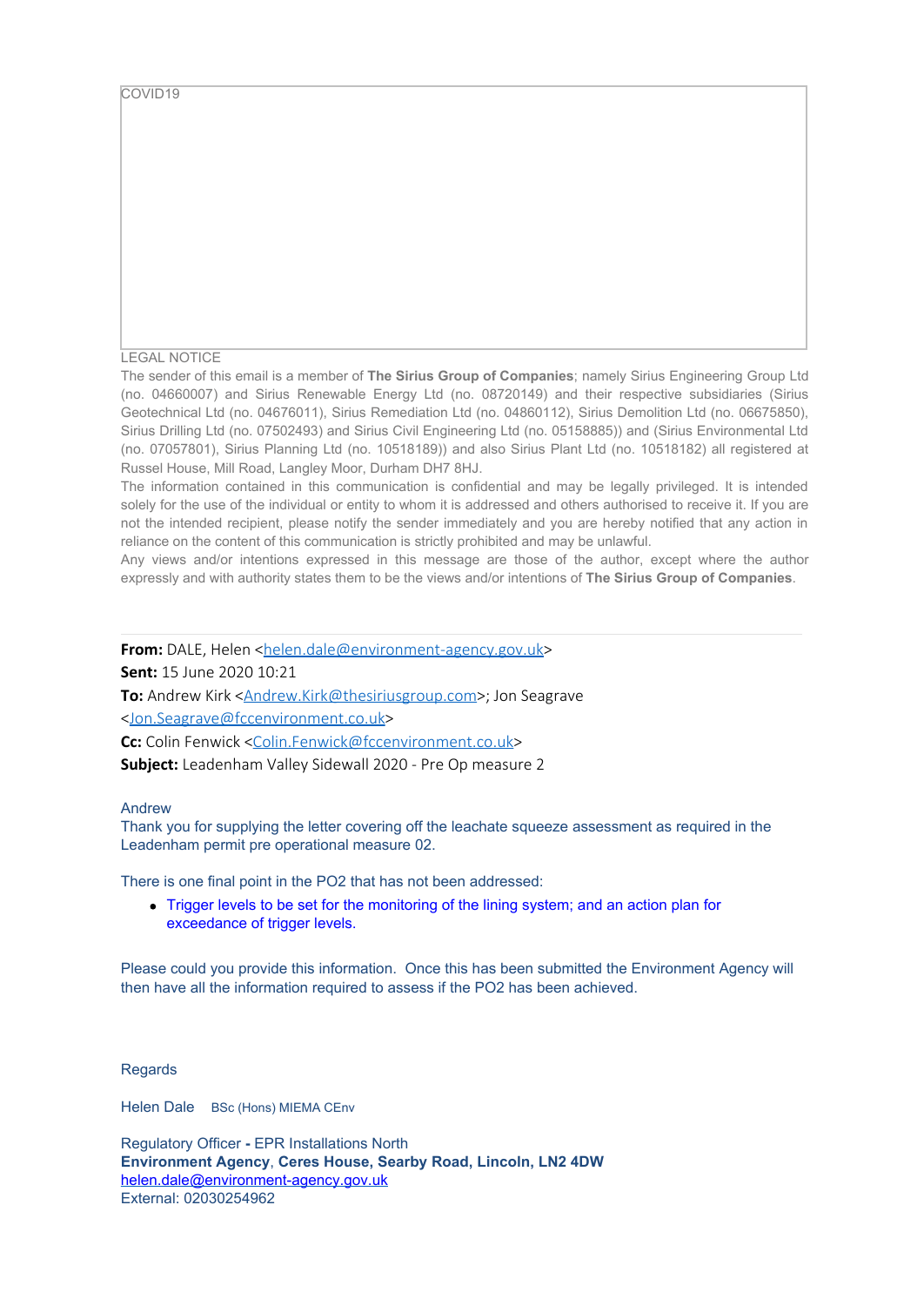COVID19

LEGAL NOTICE

The sender of this email is a member of **The Sirius Group of Companies**; namely Sirius Engineering Group Ltd (no. 04660007) and Sirius Renewable Energy Ltd (no. 08720149) and their respective subsidiaries (Sirius Geotechnical Ltd (no. 04676011), Sirius Remediation Ltd (no. 04860112), Sirius Demolition Ltd (no. 06675850), Sirius Drilling Ltd (no. 07502493) and Sirius Civil Engineering Ltd (no. 05158885)) and (Sirius Environmental Ltd (no. 07057801), Sirius Planning Ltd (no. 10518189)) and also Sirius Plant Ltd (no. 10518182) all registered at Russel House, Mill Road, Langley Moor, Durham DH7 8HJ.

The information contained in this communication is confidential and may be legally privileged. It is intended solely for the use of the individual or entity to whom it is addressed and others authorised to receive it. If you are not the intended recipient, please notify the sender immediately and you are hereby notified that any action in reliance on the content of this communication is strictly prohibited and may be unlawful.

Any views and/or intentions expressed in this message are those of the author, except where the author expressly and with authority states them to be the views and/or intentions of **The Sirius Group of Companies**.

---

**From:** DALE, Helen <helen.dale@environment-agency.gov.uk>
**Sent:** 15 June 2020 10:21
**To:** Andrew Kirk <Andrew.Kirk@thesiriusgroup.com>; Jon Seagrave <Jon.Seagrave@fccenvironment.co.uk>
**Cc:** Colin Fenwick <Colin.Fenwick@fccenvironment.co.uk>
**Subject:** Leadenham Valley Sidewall 2020 - Pre Op measure 2

Andrew

Thank you for supplying the letter covering off the leachate squeeze assessment as required in the Leadenham permit pre operational measure 02.

There is one final point in the PO2 that has not been addressed:

- Trigger levels to be set for the monitoring of the lining system; and an action plan for exceedance of trigger levels.

Please could you provide this information. Once this has been submitted the Environment Agency will then have all the information required to assess if the PO2 has been achieved.

Regards

Helen Dale BSc (Hons) MIEMA CEnv

Regulatory Officer - EPR Installations North
**Environment Agency, Ceres House, Searby Road, Lincoln, LN2 4DW**
helen.dale@environment-agency.gov.uk
External: 02030254962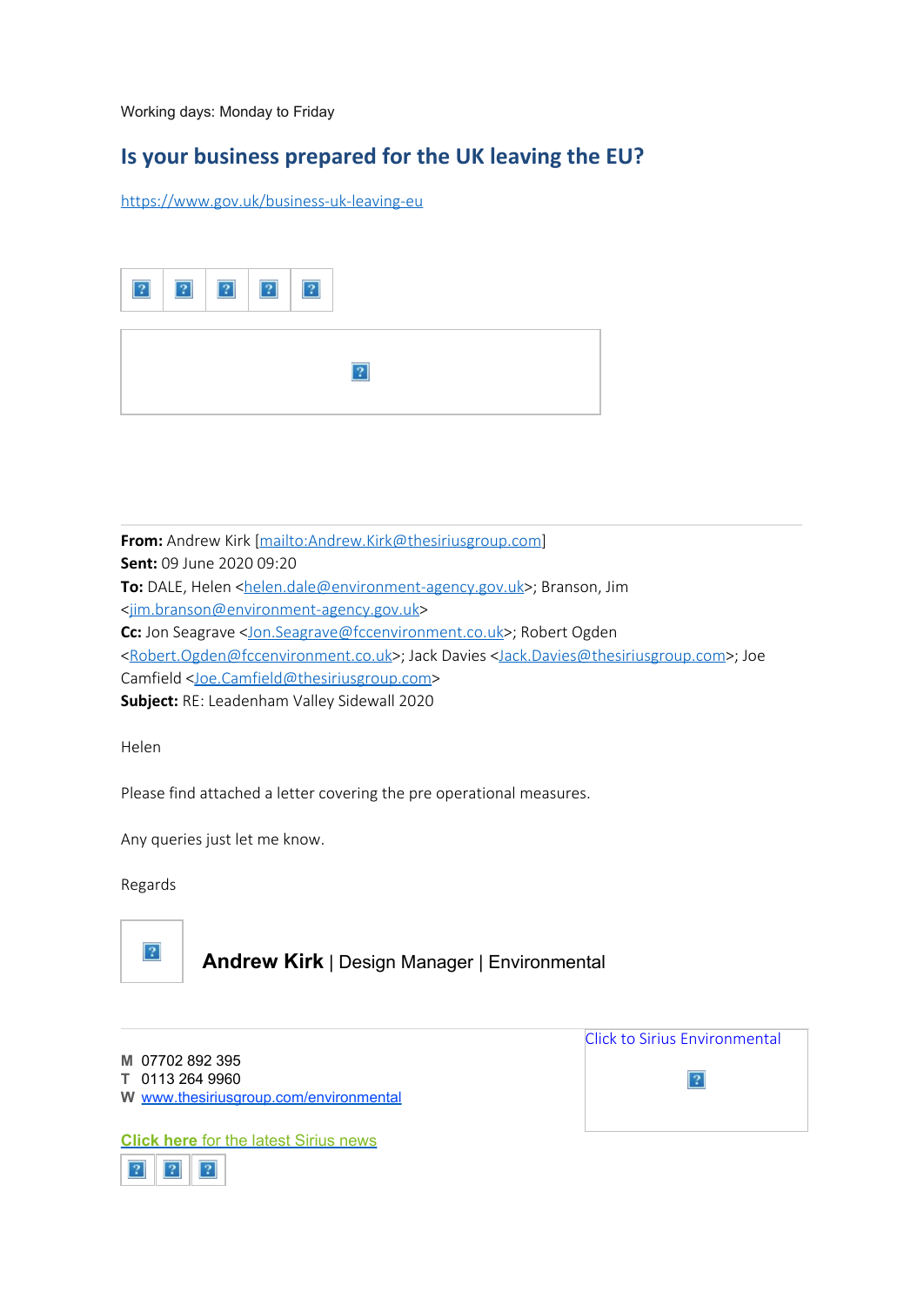Working days: Monday to Friday

## Is your business prepared for the UK leaving the EU?

https://www.gov.uk/business-uk-leaving-eu

**From:** Andrew Kirk [mailto:Andrew.Kirk@thesiriusgroup.com]
**Sent:** 09 June 2020 09:20
**To:** DALE, Helen <helen.dale@environment-agency.gov.uk>; Branson, Jim <jim.branson@environment-agency.gov.uk>
**Cc:** Jon Seagrave <Jon.Seagrave@fccenvironment.co.uk>; Robert Ogden <Robert.Ogden@fccenvironment.co.uk>; Jack Davies <Jack.Davies@thesiriusgroup.com>; Joe Camfield <Joe.Camfield@thesiriusgroup.com>
**Subject:** RE: Leadenham Valley Sidewall 2020

Helen

Please find attached a letter covering the pre operational measures.

Any queries just let me know.

Regards

**Andrew Kirk** | Design Manager | Environmental

Click to Sirius Environmental

M 07702 892 395
T 0113 264 9960
W www.thesiriusgroup.com/environmental

**Click here** for the latest Sirius news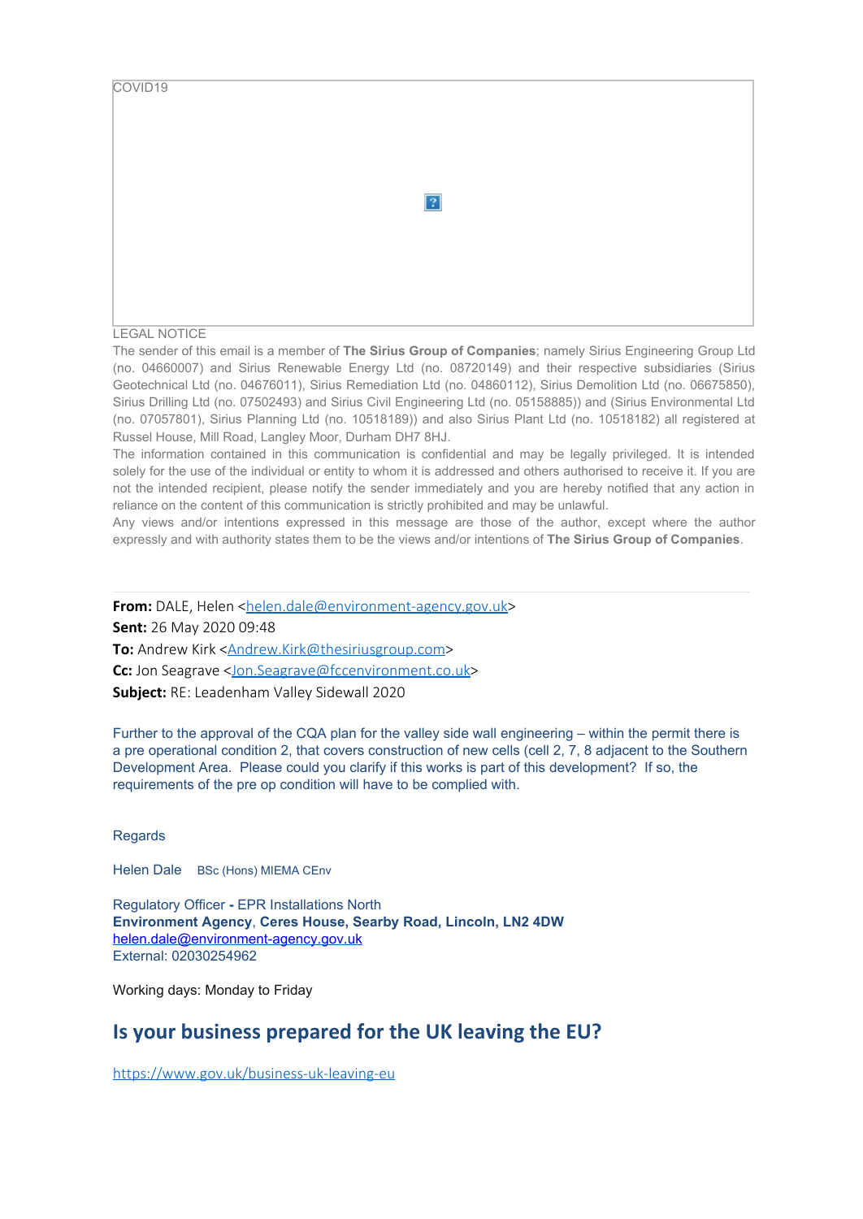COVID19

LEGAL NOTICE

The sender of this email is a member of **The Sirius Group of Companies**; namely Sirius Engineering Group Ltd (no. 04660007) and Sirius Renewable Energy Ltd (no. 08720149) and their respective subsidiaries (Sirius Geotechnical Ltd (no. 04676011), Sirius Remediation Ltd (no. 04860112), Sirius Demolition Ltd (no. 06675850), Sirius Drilling Ltd (no. 07502493) and Sirius Civil Engineering Ltd (no. 05158885)) and (Sirius Environmental Ltd (no. 07057801), Sirius Planning Ltd (no. 10518189)) and also Sirius Plant Ltd (no. 10518182) all registered at Russel House, Mill Road, Langley Moor, Durham DH7 8HJ.

The information contained in this communication is confidential and may be legally privileged. It is intended solely for the use of the individual or entity to whom it is addressed and others authorised to receive it. If you are not the intended recipient, please notify the sender immediately and you are hereby notified that any action in reliance on the content of this communication is strictly prohibited and may be unlawful.

Any views and/or intentions expressed in this message are those of the author, except where the author expressly and with authority states them to be the views and/or intentions of **The Sirius Group of Companies**.

---

**From:** DALE, Helen <helen.dale@environment-agency.gov.uk>
**Sent:** 26 May 2020 09:48
**To:** Andrew Kirk <Andrew.Kirk@thesiriusgroup.com>
**Cc:** Jon Seagrave <Jon.Seagrave@fccenvironment.co.uk>
**Subject:** RE: Leadenham Valley Sidewall 2020

Further to the approval of the CQA plan for the valley side wall engineering – within the permit there is a pre operational condition 2, that covers construction of new cells (cell 2, 7, 8 adjacent to the Southern Development Area. Please could you clarify if this works is part of this development? If so, the requirements of the pre op condition will have to be complied with.

Regards

Helen Dale BSc (Hons) MIEMA CEnv

Regulatory Officer - EPR Installations North
**Environment Agency**, **Ceres House, Searby Road, Lincoln, LN2 4DW**
helen.dale@environment-agency.gov.uk
External: 02030254962

Working days: Monday to Friday

## Is your business prepared for the UK leaving the EU?

https://www.gov.uk/business-uk-leaving-eu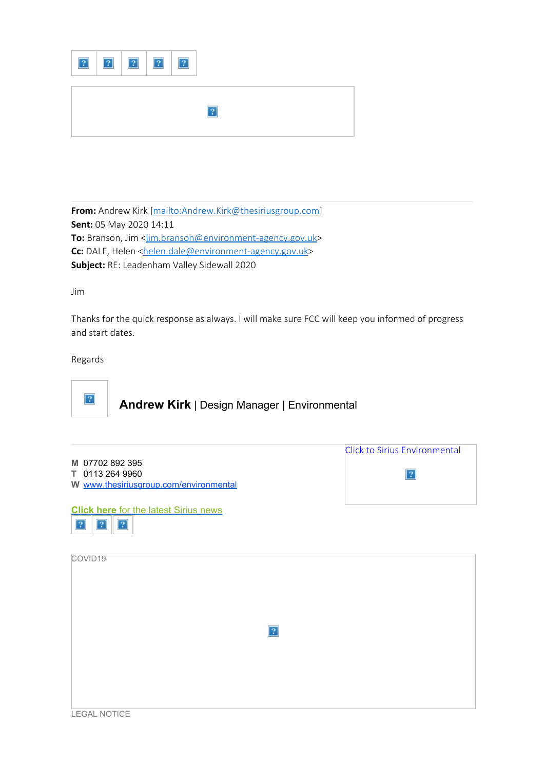**From:** Andrew Kirk [mailto:Andrew.Kirk@thesiriusgroup.com]
**Sent:** 05 May 2020 14:11
**To:** Branson, Jim <jim.branson@environment-agency.gov.uk>
**Cc:** DALE, Helen <helen.dale@environment-agency.gov.uk>
**Subject:** RE: Leadenham Valley Sidewall 2020

Jim

Thanks for the quick response as always. I will make sure FCC will keep you informed of progress and start dates.

Regards

**Andrew Kirk** | Design Manager | Environmental

M 07702 892 395
T 0113 264 9960
W www.thesiriusgroup.com/environmental

Click to Sirius Environmental

**Click here** for the latest Sirius news

COVID19

LEGAL NOTICE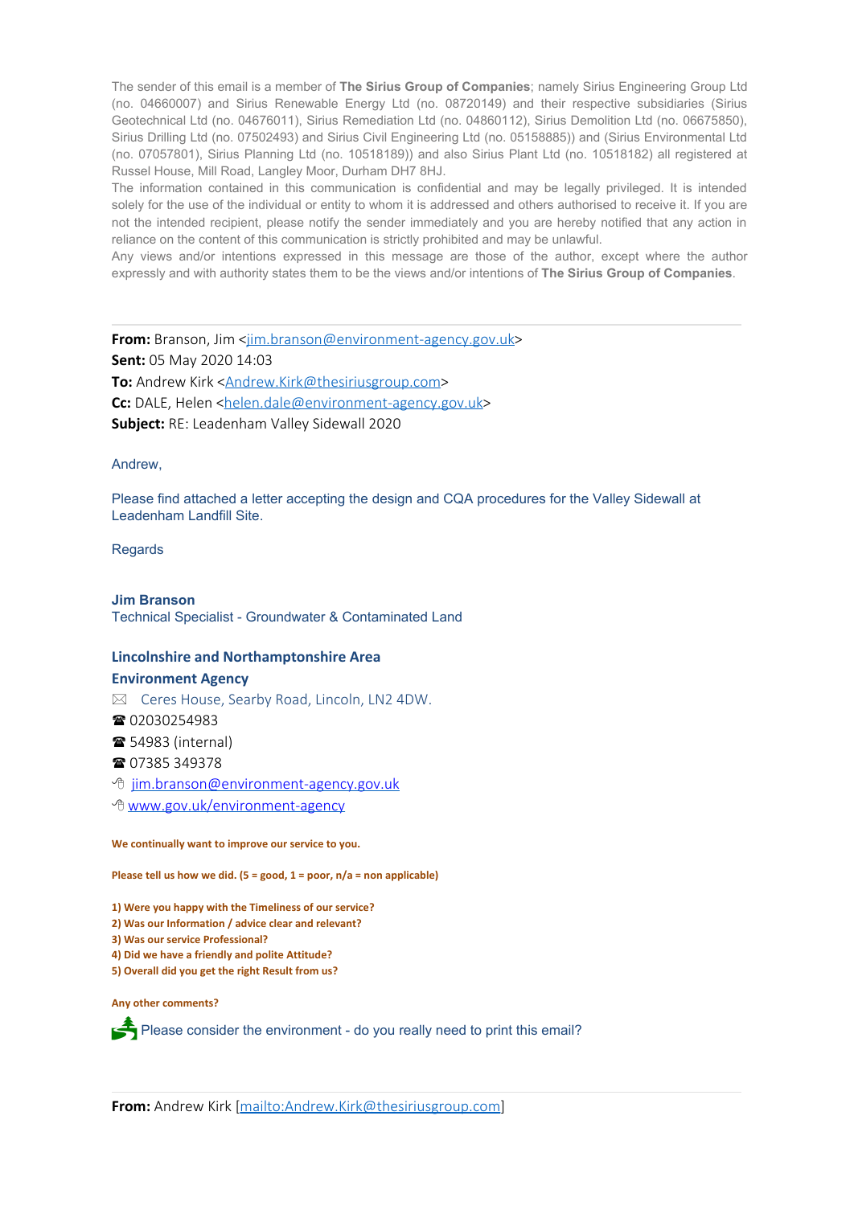The sender of this email is a member of **The Sirius Group of Companies**; namely Sirius Engineering Group Ltd (no. 04660007) and Sirius Renewable Energy Ltd (no. 08720149) and their respective subsidiaries (Sirius Geotechnical Ltd (no. 04676011), Sirius Remediation Ltd (no. 04860112), Sirius Demolition Ltd (no. 06675850), Sirius Drilling Ltd (no. 07502493) and Sirius Civil Engineering Ltd (no. 05158885)) and (Sirius Environmental Ltd (no. 07057801), Sirius Planning Ltd (no. 10518189)) and also Sirius Plant Ltd (no. 10518182) all registered at Russel House, Mill Road, Langley Moor, Durham DH7 8HJ.
The information contained in this communication is confidential and may be legally privileged. It is intended solely for the use of the individual or entity to whom it is addressed and others authorised to receive it. If you are not the intended recipient, please notify the sender immediately and you are hereby notified that any action in reliance on the content of this communication is strictly prohibited and may be unlawful.
Any views and/or intentions expressed in this message are those of the author, except where the author expressly and with authority states them to be the views and/or intentions of **The Sirius Group of Companies**.

---

**From:** Branson, Jim <jim.branson@environment-agency.gov.uk>
**Sent:** 05 May 2020 14:03
**To:** Andrew Kirk <Andrew.Kirk@thesiriusgroup.com>
**Cc:** DALE, Helen <helen.dale@environment-agency.gov.uk>
**Subject:** RE: Leadenham Valley Sidewall 2020

Andrew,

Please find attached a letter accepting the design and CQA procedures for the Valley Sidewall at Leadenham Landfill Site.

Regards

**Jim Branson**
Technical Specialist - Groundwater & Contaminated Land

**Lincolnshire and Northamptonshire Area**
**Environment Agency**
✉ Ceres House, Searby Road, Lincoln, LN2 4DW.
☎ 02030254983
☎ 54983 (internal)
☎ 07385 349378
jim.branson@environment-agency.gov.uk
www.gov.uk/environment-agency

**We continually want to improve our service to you.**

**Please tell us how we did. (5 = good, 1 = poor, n/a = non applicable)**

**1) Were you happy with the Timeliness of our service?**
**2) Was our Information / advice clear and relevant?**
**3) Was our service Professional?**
**4) Did we have a friendly and polite Attitude?**
**5) Overall did you get the right Result from us?**

**Any other comments?**

Please consider the environment - do you really need to print this email?

---

**From:** Andrew Kirk [mailto:Andrew.Kirk@thesiriusgroup.com]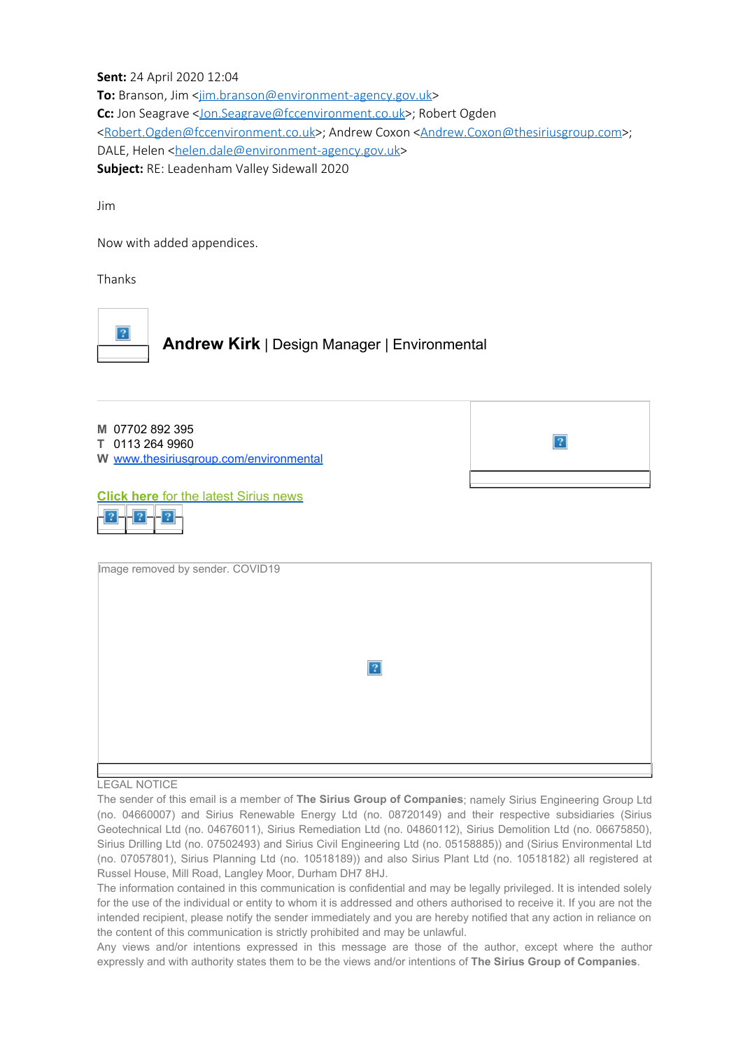**Sent:** 24 April 2020 12:04
**To:** Branson, Jim <jim.branson@environment-agency.gov.uk>
**Cc:** Jon Seagrave <Jon.Seagrave@fccenvironment.co.uk>; Robert Ogden <Robert.Ogden@fccenvironment.co.uk>; Andrew Coxon <Andrew.Coxon@thesiriusgroup.com>; DALE, Helen <helen.dale@environment-agency.gov.uk>
**Subject:** RE: Leadenham Valley Sidewall 2020

Jim

Now with added appendices.

Thanks

**Andrew Kirk** | Design Manager | Environmental

**M** 07702 892 395
**T** 0113 264 9960
**W** www.thesiriusgroup.com/environmental

**Click here** for the latest Sirius news

Image removed by sender. COVID19

LEGAL NOTICE

The sender of this email is a member of **The Sirius Group of Companies**; namely Sirius Engineering Group Ltd (no. 04660007) and Sirius Renewable Energy Ltd (no. 08720149) and their respective subsidiaries (Sirius Geotechnical Ltd (no. 04676011), Sirius Remediation Ltd (no. 04860112), Sirius Demolition Ltd (no. 06675850), Sirius Drilling Ltd (no. 07502493) and Sirius Civil Engineering Ltd (no. 05158885)) and (Sirius Environmental Ltd (no. 07057801), Sirius Planning Ltd (no. 10518189)) and also Sirius Plant Ltd (no. 10518182) all registered at Russel House, Mill Road, Langley Moor, Durham DH7 8HJ.

The information contained in this communication is confidential and may be legally privileged. It is intended solely for the use of the individual or entity to whom it is addressed and others authorised to receive it. If you are not the intended recipient, please notify the sender immediately and you are hereby notified that any action in reliance on the content of this communication is strictly prohibited and may be unlawful.

Any views and/or intentions expressed in this message are those of the author, except where the author expressly and with authority states them to be the views and/or intentions of **The Sirius Group of Companies**.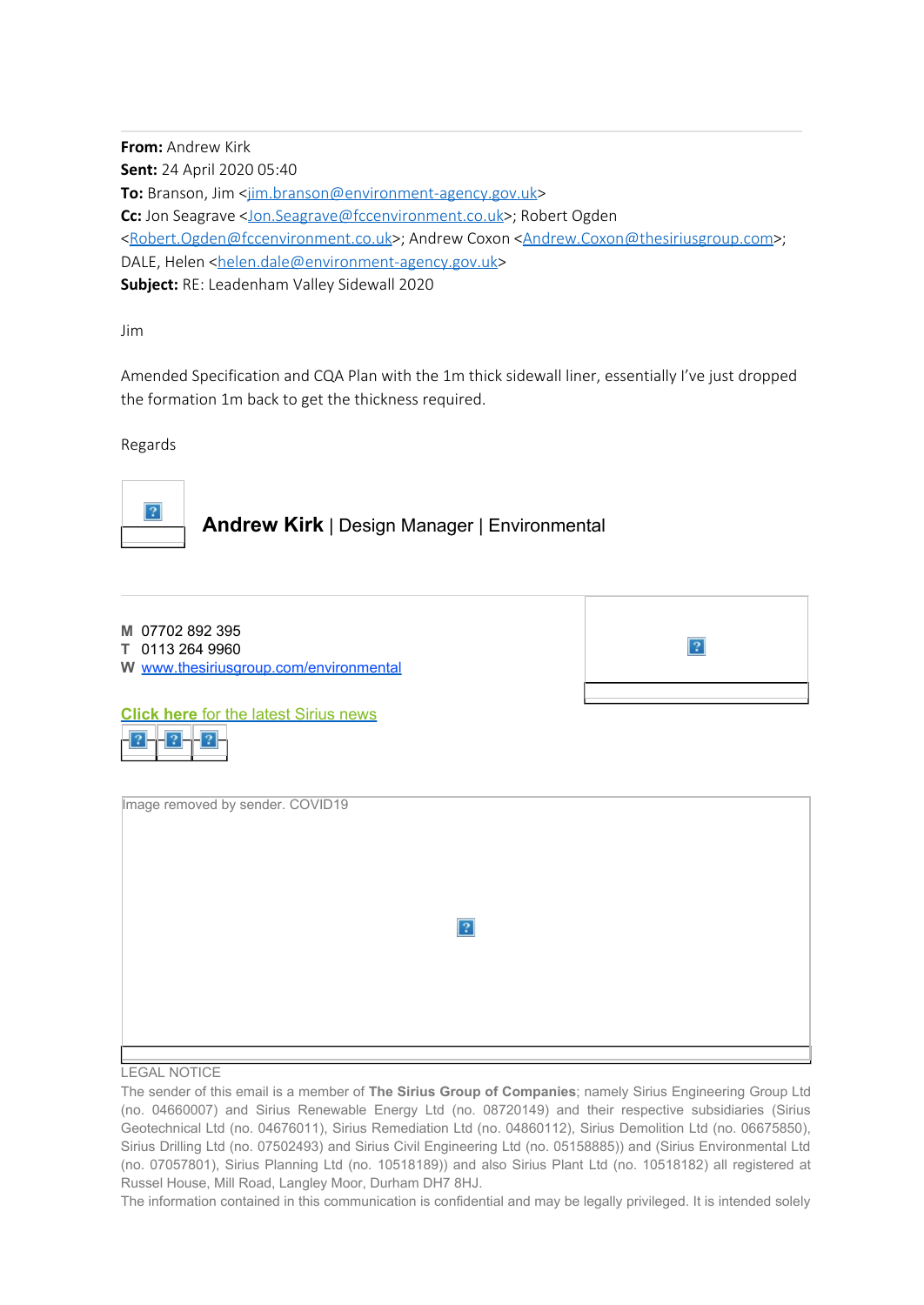**From:** Andrew Kirk
**Sent:** 24 April 2020 05:40
**To:** Branson, Jim <jim.branson@environment-agency.gov.uk>
**Cc:** Jon Seagrave <Jon.Seagrave@fccenvironment.co.uk>; Robert Ogden <Robert.Ogden@fccenvironment.co.uk>; Andrew Coxon <Andrew.Coxon@thesiriusgroup.com>; DALE, Helen <helen.dale@environment-agency.gov.uk>
**Subject:** RE: Leadenham Valley Sidewall 2020

Jim

Amended Specification and CQA Plan with the 1m thick sidewall liner, essentially I've just dropped the formation 1m back to get the thickness required.

Regards

**Andrew Kirk** | Design Manager | Environmental

**M** 07702 892 395
**T** 0113 264 9960
**W** www.thesiriusgroup.com/environmental

**Click here** for the latest Sirius news

Image removed by sender. COVID19

LEGAL NOTICE

The sender of this email is a member of **The Sirius Group of Companies**; namely Sirius Engineering Group Ltd (no. 04660007) and Sirius Renewable Energy Ltd (no. 08720149) and their respective subsidiaries (Sirius Geotechnical Ltd (no. 04676011), Sirius Remediation Ltd (no. 04860112), Sirius Demolition Ltd (no. 06675850), Sirius Drilling Ltd (no. 07502493) and Sirius Civil Engineering Ltd (no. 05158885)) and (Sirius Environmental Ltd (no. 07057801), Sirius Planning Ltd (no. 10518189)) and also Sirius Plant Ltd (no. 10518182) all registered at Russel House, Mill Road, Langley Moor, Durham DH7 8HJ.
The information contained in this communication is confidential and may be legally privileged. It is intended solely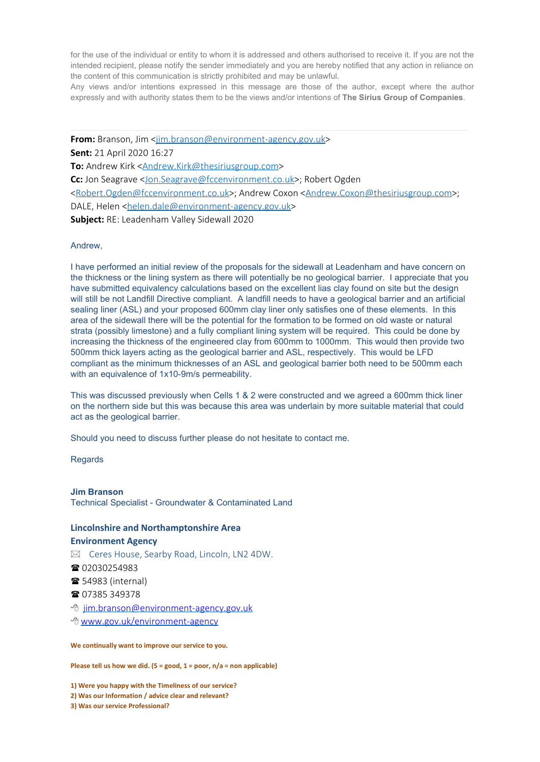for the use of the individual or entity to whom it is addressed and others authorised to receive it. If you are not the intended recipient, please notify the sender immediately and you are hereby notified that any action in reliance on the content of this communication is strictly prohibited and may be unlawful.

Any views and/or intentions expressed in this message are those of the author, except where the author expressly and with authority states them to be the views and/or intentions of **The Sirius Group of Companies**.

---

**From:** Branson, Jim <jim.branson@environment-agency.gov.uk>
**Sent:** 21 April 2020 16:27
**To:** Andrew Kirk <Andrew.Kirk@thesiriusgroup.com>
**Cc:** Jon Seagrave <Jon.Seagrave@fccenvironment.co.uk>; Robert Ogden <Robert.Ogden@fccenvironment.co.uk>; Andrew Coxon <Andrew.Coxon@thesiriusgroup.com>; DALE, Helen <helen.dale@environment-agency.gov.uk>
**Subject:** RE: Leadenham Valley Sidewall 2020

Andrew,

I have performed an initial review of the proposals for the sidewall at Leadenham and have concern on the thickness or the lining system as there will potentially be no geological barrier. I appreciate that you have submitted equivalency calculations based on the excellent lias clay found on site but the design will still be not Landfill Directive compliant. A landfill needs to have a geological barrier and an artificial sealing liner (ASL) and your proposed 600mm clay liner only satisfies one of these elements. In this area of the sidewall there will be the potential for the formation to be formed on old waste or natural strata (possibly limestone) and a fully compliant lining system will be required. This could be done by increasing the thickness of the engineered clay from 600mm to 1000mm. This would then provide two 500mm thick layers acting as the geological barrier and ASL, respectively. This would be LFD compliant as the minimum thicknesses of an ASL and geological barrier both need to be 500mm each with an equivalence of 1x10-9m/s permeability.

This was discussed previously when Cells 1 & 2 were constructed and we agreed a 600mm thick liner on the northern side but this was because this area was underlain by more suitable material that could act as the geological barrier.

Should you need to discuss further please do not hesitate to contact me.

Regards

**Jim Branson**
Technical Specialist - Groundwater & Contaminated Land

**Lincolnshire and Northamptonshire Area**
**Environment Agency**
Ceres House, Searby Road, Lincoln, LN2 4DW.
02030254983
54983 (internal)
07385 349378
jim.branson@environment-agency.gov.uk
www.gov.uk/environment-agency

**We continually want to improve our service to you.**

**Please tell us how we did. (5 = good, 1 = poor, n/a = non applicable)**

**1) Were you happy with the Timeliness of our service?**
**2) Was our Information / advice clear and relevant?**
**3) Was our service Professional?**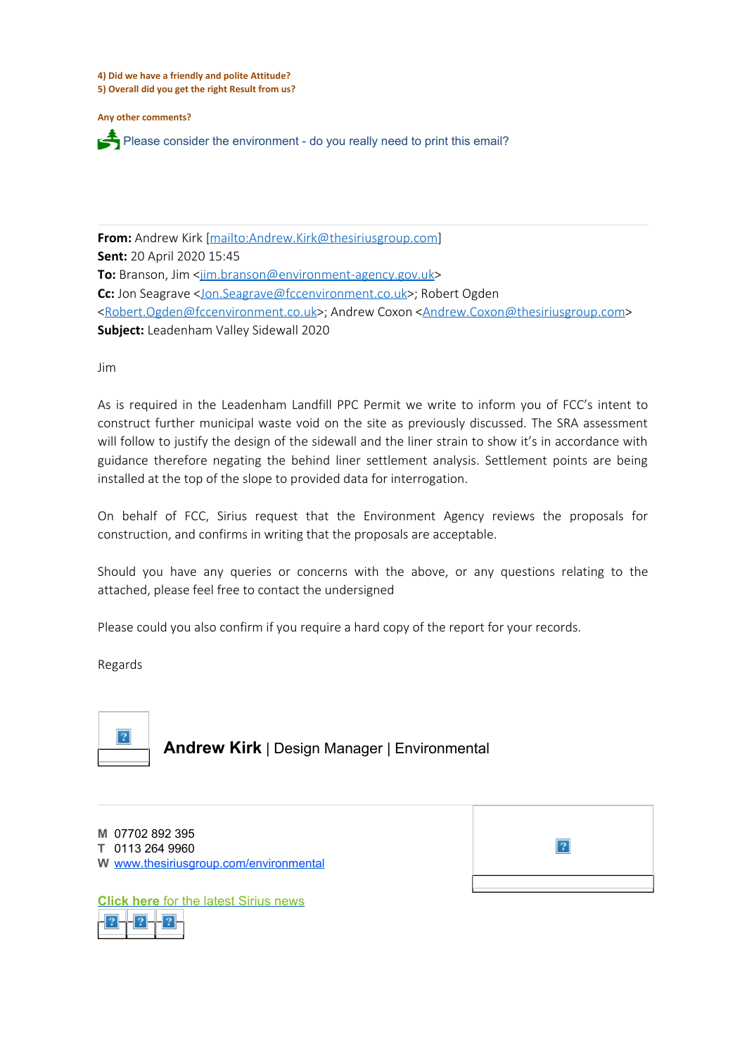**4) Did we have a friendly and polite Attitude?**
**5) Overall did you get the right Result from us?**

**Any other comments?**

Please consider the environment - do you really need to print this email?

---

**From:** Andrew Kirk [mailto:Andrew.Kirk@thesiriusgroup.com]
**Sent:** 20 April 2020 15:45
**To:** Branson, Jim <jim.branson@environment-agency.gov.uk>
**Cc:** Jon Seagrave <Jon.Seagrave@fccenvironment.co.uk>; Robert Ogden <Robert.Ogden@fccenvironment.co.uk>; Andrew Coxon <Andrew.Coxon@thesiriusgroup.com>
**Subject:** Leadenham Valley Sidewall 2020

Jim

As is required in the Leadenham Landfill PPC Permit we write to inform you of FCC's intent to construct further municipal waste void on the site as previously discussed. The SRA assessment will follow to justify the design of the sidewall and the liner strain to show it's in accordance with guidance therefore negating the behind liner settlement analysis. Settlement points are being installed at the top of the slope to provided data for interrogation.

On behalf of FCC, Sirius request that the Environment Agency reviews the proposals for construction, and confirms in writing that the proposals are acceptable.

Should you have any queries or concerns with the above, or any questions relating to the attached, please feel free to contact the undersigned

Please could you also confirm if you require a hard copy of the report for your records.

Regards

**Andrew Kirk** | Design Manager | Environmental

---

**M** 07702 892 395
**T** 0113 264 9960
**W** www.thesiriusgroup.com/environmental

**Click here** for the latest Sirius news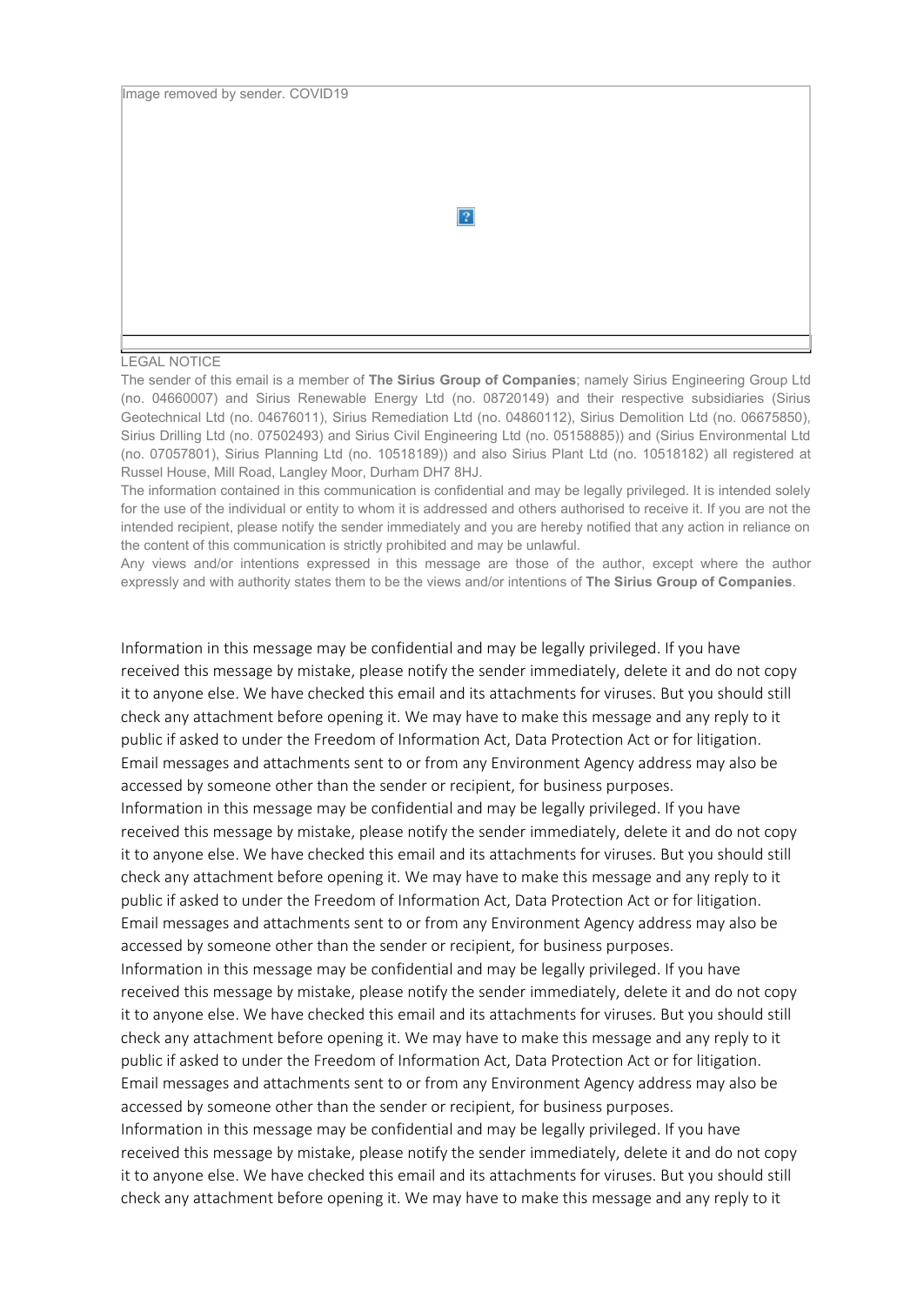Image removed by sender. COVID19

LEGAL NOTICE

The sender of this email is a member of **The Sirius Group of Companies**; namely Sirius Engineering Group Ltd (no. 04660007) and Sirius Renewable Energy Ltd (no. 08720149) and their respective subsidiaries (Sirius Geotechnical Ltd (no. 04676011), Sirius Remediation Ltd (no. 04860112), Sirius Demolition Ltd (no. 06675850), Sirius Drilling Ltd (no. 07502493) and Sirius Civil Engineering Ltd (no. 05158885)) and (Sirius Environmental Ltd (no. 07057801), Sirius Planning Ltd (no. 10518189)) and also Sirius Plant Ltd (no. 10518182) all registered at Russel House, Mill Road, Langley Moor, Durham DH7 8HJ.

The information contained in this communication is confidential and may be legally privileged. It is intended solely for the use of the individual or entity to whom it is addressed and others authorised to receive it. If you are not the intended recipient, please notify the sender immediately and you are hereby notified that any action in reliance on the content of this communication is strictly prohibited and may be unlawful.

Any views and/or intentions expressed in this message are those of the author, except where the author expressly and with authority states them to be the views and/or intentions of **The Sirius Group of Companies**.

Information in this message may be confidential and may be legally privileged. If you have received this message by mistake, please notify the sender immediately, delete it and do not copy it to anyone else. We have checked this email and its attachments for viruses. But you should still check any attachment before opening it. We may have to make this message and any reply to it public if asked to under the Freedom of Information Act, Data Protection Act or for litigation. Email messages and attachments sent to or from any Environment Agency address may also be accessed by someone other than the sender or recipient, for business purposes.
Information in this message may be confidential and may be legally privileged. If you have received this message by mistake, please notify the sender immediately, delete it and do not copy it to anyone else. We have checked this email and its attachments for viruses. But you should still check any attachment before opening it. We may have to make this message and any reply to it public if asked to under the Freedom of Information Act, Data Protection Act or for litigation. Email messages and attachments sent to or from any Environment Agency address may also be accessed by someone other than the sender or recipient, for business purposes.
Information in this message may be confidential and may be legally privileged. If you have received this message by mistake, please notify the sender immediately, delete it and do not copy it to anyone else. We have checked this email and its attachments for viruses. But you should still check any attachment before opening it. We may have to make this message and any reply to it public if asked to under the Freedom of Information Act, Data Protection Act or for litigation. Email messages and attachments sent to or from any Environment Agency address may also be accessed by someone other than the sender or recipient, for business purposes.
Information in this message may be confidential and may be legally privileged. If you have received this message by mistake, please notify the sender immediately, delete it and do not copy it to anyone else. We have checked this email and its attachments for viruses. But you should still check any attachment before opening it. We may have to make this message and any reply to it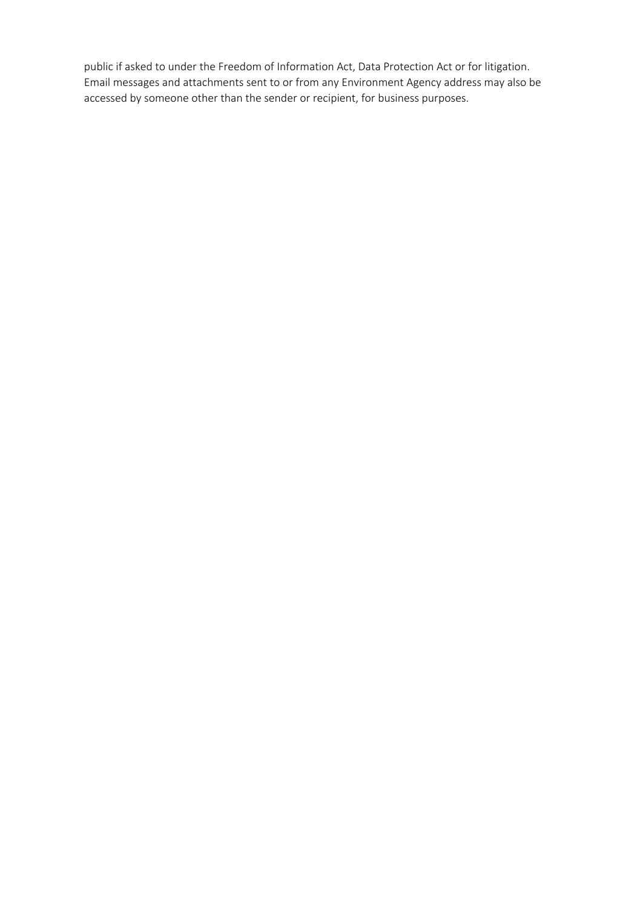public if asked to under the Freedom of Information Act, Data Protection Act or for litigation. Email messages and attachments sent to or from any Environment Agency address may also be accessed by someone other than the sender or recipient, for business purposes.